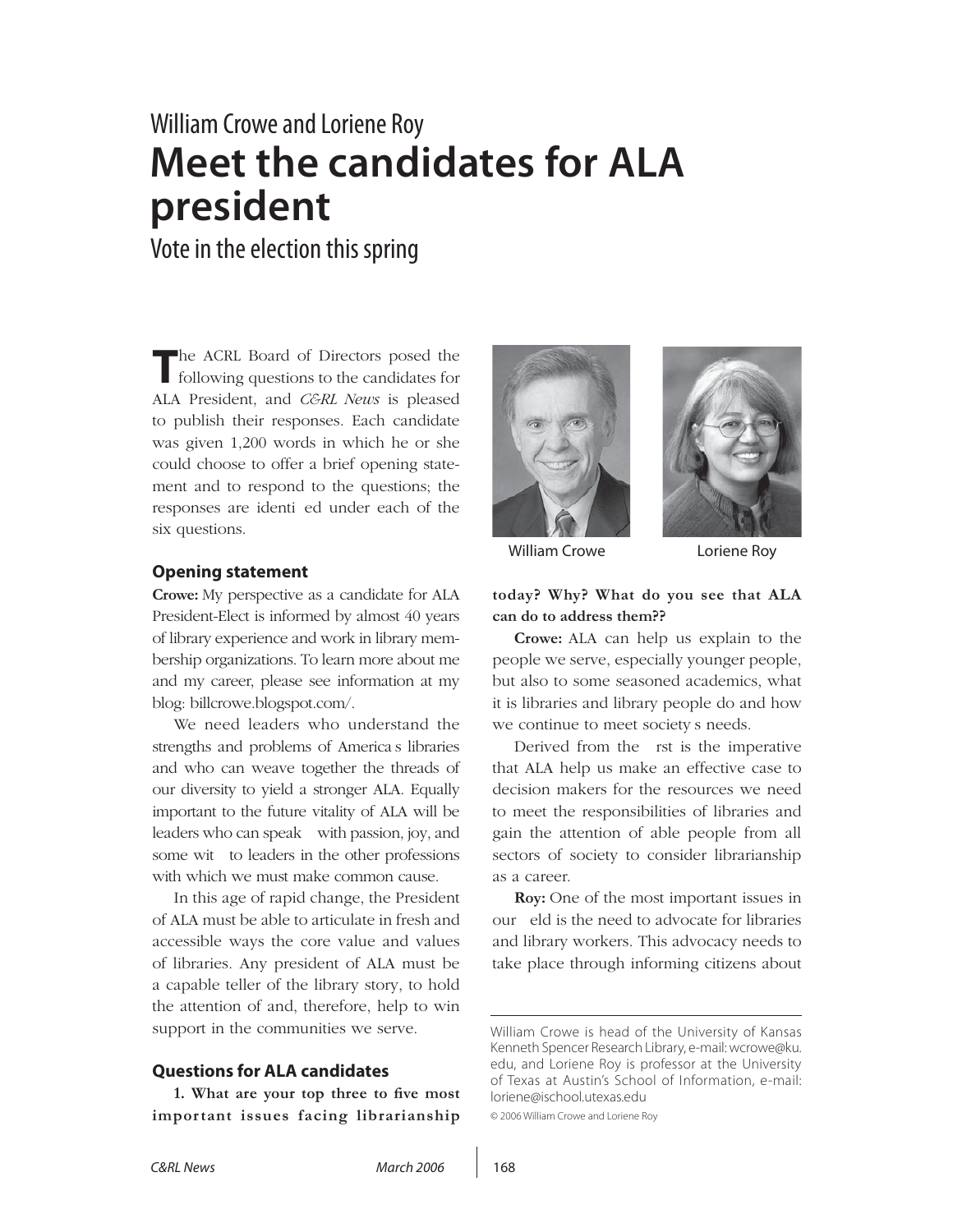William Crowe and Loriene Roy

# Meet the candidates for ALA president

## Vote in the election this spring

The ACRL Board of Directors posed the following questions to the candidates for ALA President, and *C&RL News* is pleased to publish their responses. Each candidate was given 1,200 words in which he or she could choose to offer a brief opening statement and to respond to the questions; the responses are identi ed under each of the six questions.

William Crowe

Loriene Roy

### Opening statement

**Crowe:** My perspective as a candidate for ALA President-Elect is informed by almost 40 years of library experience and work in library membership organizations. To learn more about me and my career, please see information at my blog: billcrowe.blogspot.com/.

We need leaders who understand the strengths and problems of America s libraries and who can weave together the threads of our diversity to yield a stronger ALA. Equally important to the future vitality of ALA will be leaders who can speak with passion, joy, and some wit to leaders in the other professions with which we must make common cause.

In this age of rapid change, the President of ALA must be able to articulate in fresh and accessible ways the core value and values of libraries. Any president of ALA must be a capable teller of the library story, to hold the attention of and, therefore, help to win support in the communities we serve.

### Questions for ALA candidates

**1. What are your top three to five most important issues facing librarianship today? Why? What do you see that ALA can do to address them??**

**Crowe:** ALA can help us explain to the people we serve, especially younger people, but also to some seasoned academics, what it is libraries and library people do and how we continue to meet society s needs.

Derived from the rst is the imperative that ALA help us make an effective case to decision makers for the resources we need to meet the responsibilities of libraries and gain the attention of able people from all sectors of society to consider librarianship as a career.

**Roy:** One of the most important issues in our eld is the need to advocate for libraries and library workers. This advocacy needs to take place through informing citizens about

---

William Crowe is head of the University of Kansas Kenneth Spencer Research Library, e-mail: wcrowe@ku.edu, and Loriene Roy is professor at the University of Texas at Austin's School of Information, e-mail: loriene@ischool.utexas.edu

© 2006 William Crowe and Loriene Roy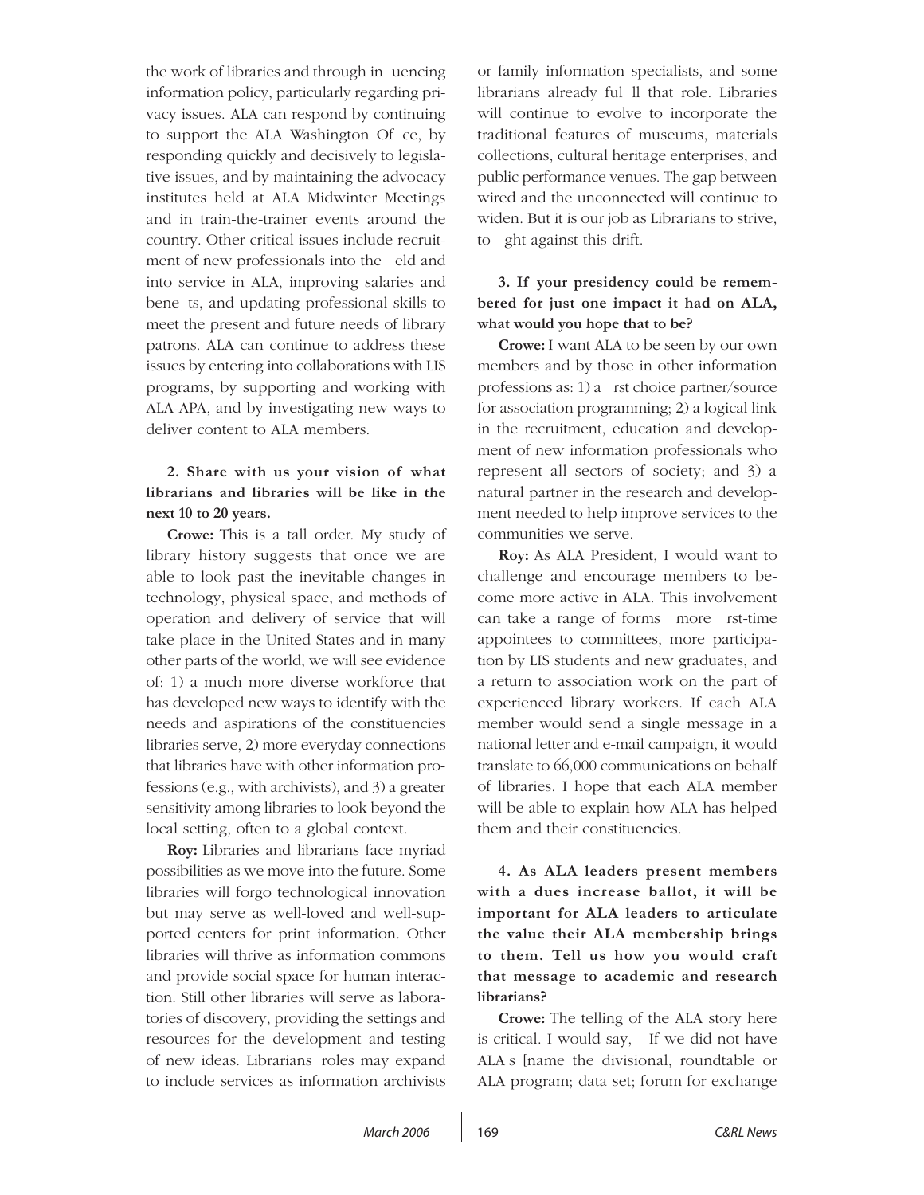the work of libraries and through influencing information policy, particularly regarding privacy issues. ALA can respond by continuing to support the ALA Washington Office, by responding quickly and decisively to legislative issues, and by maintaining the advocacy institutes held at ALA Midwinter Meetings and in train-the-trainer events around the country. Other critical issues include recruitment of new professionals into the field and into service in ALA, improving salaries and benefits, and updating professional skills to meet the present and future needs of library patrons. ALA can continue to address these issues by entering into collaborations with LIS programs, by supporting and working with ALA-APA, and by investigating new ways to deliver content to ALA members.

**2. Share with us your vision of what librarians and libraries will be like in the next 10 to 20 years.**

**Crowe:** This is a tall order. My study of library history suggests that once we are able to look past the inevitable changes in technology, physical space, and methods of operation and delivery of service that will take place in the United States and in many other parts of the world, we will see evidence of: 1) a much more diverse workforce that has developed new ways to identify with the needs and aspirations of the constituencies libraries serve, 2) more everyday connections that libraries have with other information professions (e.g., with archivists), and 3) a greater sensitivity among libraries to look beyond the local setting, often to a global context.

**Roy:** Libraries and librarians face myriad possibilities as we move into the future. Some libraries will forgo technological innovation but may serve as well-loved and well-supported centers for print information. Other libraries will thrive as information commons and provide social space for human interaction. Still other libraries will serve as laboratories of discovery, providing the settings and resources for the development and testing of new ideas. Librarians' roles may expand to include services as information archivists or family information specialists, and some librarians already fulfill that role. Libraries will continue to evolve to incorporate the traditional features of museums, materials collections, cultural heritage enterprises, and public performance venues. The gap between wired and the unconnected will continue to widen. But it is our job as Librarians to strive, to fight against this drift.

**3. If your presidency could be remembered for just one impact it had on ALA, what would you hope that to be?**

**Crowe:** I want ALA to be seen by our own members and by those in other information professions as: 1) a first choice partner/source for association programming; 2) a logical link in the recruitment, education and development of new information professionals who represent all sectors of society; and 3) a natural partner in the research and development needed to help improve services to the communities we serve.

**Roy:** As ALA President, I would want to challenge and encourage members to become more active in ALA. This involvement can take a range of forms—more first-time appointees to committees, more participation by LIS students and new graduates, and a return to association work on the part of experienced library workers. If each ALA member would send a single message in a national letter and e-mail campaign, it would translate to 66,000 communications on behalf of libraries. I hope that each ALA member will be able to explain how ALA has helped them and their constituencies.

**4. As ALA leaders present members with a dues increase ballot, it will be important for ALA leaders to articulate the value their ALA membership brings to them. Tell us how you would craft that message to academic and research librarians?**

**Crowe:** The telling of the ALA story here is critical. I would say, "If we did not have ALA's [name the divisional, roundtable or ALA program; data set; forum for exchange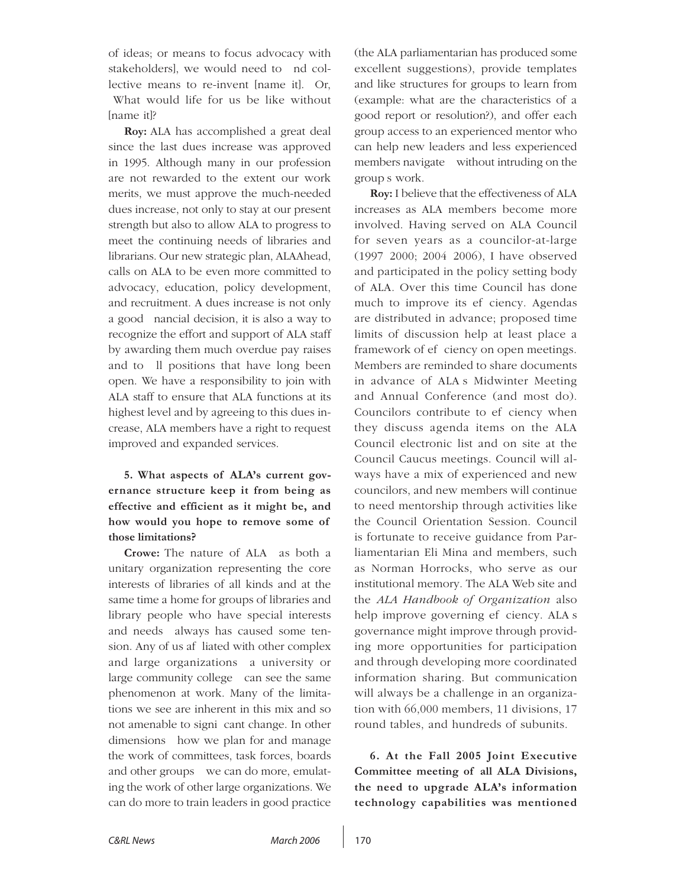of ideas; or means to focus advocacy with stakeholders], we would need to find collective means to re-invent [name it]. Or, What would life for us be like without [name it]?

**Roy:** ALA has accomplished a great deal since the last dues increase was approved in 1995. Although many in our profession are not rewarded to the extent our work merits, we must approve the much-needed dues increase, not only to stay at our present strength but also to allow ALA to progress to meet the continuing needs of libraries and librarians. Our new strategic plan, ALAAhead, calls on ALA to be even more committed to advocacy, education, policy development, and recruitment. A dues increase is not only a good financial decision, it is also a way to recognize the effort and support of ALA staff by awarding them much overdue pay raises and to fill positions that have long been open. We have a responsibility to join with ALA staff to ensure that ALA functions at its highest level and by agreeing to this dues increase, ALA members have a right to request improved and expanded services.

**5. What aspects of ALA's current governance structure keep it from being as effective and efficient as it might be, and how would you hope to remove some of those limitations?**

**Crowe:** The nature of ALA as both a unitary organization representing the core interests of libraries of all kinds and at the same time a home for groups of libraries and library people who have special interests and needs always has caused some tension. Any of us affiliated with other complex and large organizations a university or large community college can see the same phenomenon at work. Many of the limitations we see are inherent in this mix and so not amenable to significant change. In other dimensions how we plan for and manage the work of committees, task forces, boards and other groups we can do more, emulating the work of other large organizations. We can do more to train leaders in good practice (the ALA parliamentarian has produced some excellent suggestions), provide templates and like structures for groups to learn from (example: what are the characteristics of a good report or resolution?), and offer each group access to an experienced mentor who can help new leaders and less experienced members navigate without intruding on the group s work.

**Roy:** I believe that the effectiveness of ALA increases as ALA members become more involved. Having served on ALA Council for seven years as a councilor-at-large (1997 2000; 2004 2006), I have observed and participated in the policy setting body of ALA. Over this time Council has done much to improve its efficiency. Agendas are distributed in advance; proposed time limits of discussion help at least place a framework of efficiency on open meetings. Members are reminded to share documents in advance of ALA s Midwinter Meeting and Annual Conference (and most do). Councilors contribute to efficiency when they discuss agenda items on the ALA Council electronic list and on site at the Council Caucus meetings. Council will always have a mix of experienced and new councilors, and new members will continue to need mentorship through activities like the Council Orientation Session. Council is fortunate to receive guidance from Parliamentarian Eli Mina and members, such as Norman Horrocks, who serve as our institutional memory. The ALA Web site and the *ALA Handbook of Organization* also help improve governing efficiency. ALA s governance might improve through providing more opportunities for participation and through developing more coordinated information sharing. But communication will always be a challenge in an organization with 66,000 members, 11 divisions, 17 round tables, and hundreds of subunits.

**6. At the Fall 2005 Joint Executive Committee meeting of all ALA Divisions, the need to upgrade ALA's information technology capabilities was mentioned**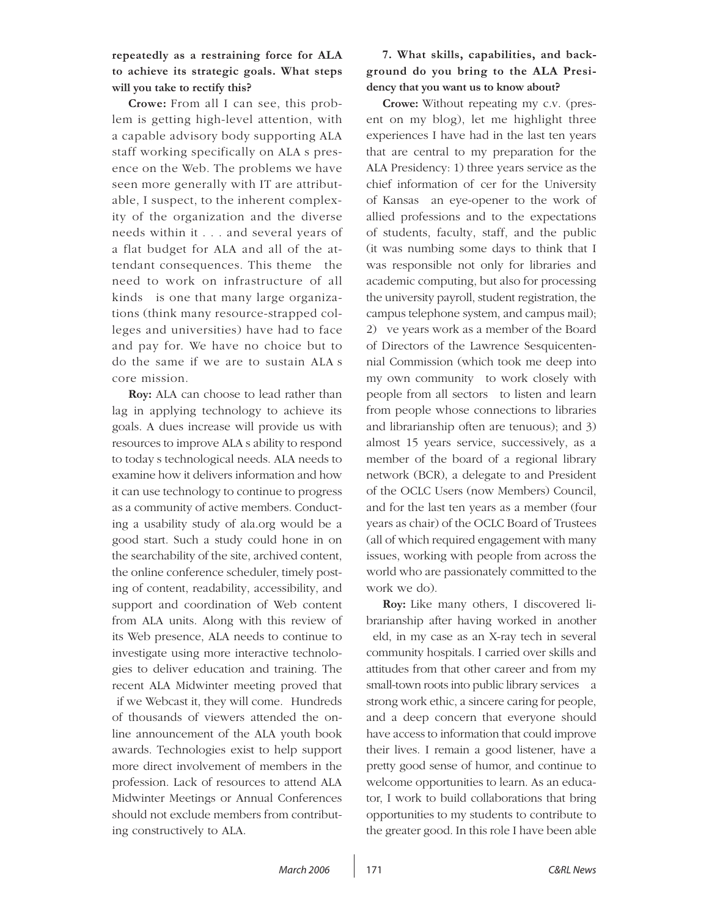**repeatedly as a restraining force for ALA to achieve its strategic goals. What steps will you take to rectify this?**

**Crowe:** From all I can see, this problem is getting high-level attention, with a capable advisory body supporting ALA staff working specifically on ALA s presence on the Web. The problems we have seen more generally with IT are attributable, I suspect, to the inherent complexity of the organization and the diverse needs within it . . . and several years of a flat budget for ALA and all of the attendant consequences. This theme the need to work on infrastructure of all kinds is one that many large organizations (think many resource-strapped colleges and universities) have had to face and pay for. We have no choice but to do the same if we are to sustain ALA s core mission.

**Roy:** ALA can choose to lead rather than lag in applying technology to achieve its goals. A dues increase will provide us with resources to improve ALA s ability to respond to today s technological needs. ALA needs to examine how it delivers information and how it can use technology to continue to progress as a community of active members. Conducting a usability study of ala.org would be a good start. Such a study could hone in on the searchability of the site, archived content, the online conference scheduler, timely posting of content, readability, accessibility, and support and coordination of Web content from ALA units. Along with this review of its Web presence, ALA needs to continue to investigate using more interactive technologies to deliver education and training. The recent ALA Midwinter meeting proved that if we Webcast it, they will come. Hundreds of thousands of viewers attended the online announcement of the ALA youth book awards. Technologies exist to help support more direct involvement of members in the profession. Lack of resources to attend ALA Midwinter Meetings or Annual Conferences should not exclude members from contributing constructively to ALA.

**7. What skills, capabilities, and background do you bring to the ALA Presidency that you want us to know about?**

**Crowe:** Without repeating my c.v. (present on my blog), let me highlight three experiences I have had in the last ten years that are central to my preparation for the ALA Presidency: 1) three years service as the chief information of cer for the University of Kansas an eye-opener to the work of allied professions and to the expectations of students, faculty, staff, and the public (it was numbing some days to think that I was responsible not only for libraries and academic computing, but also for processing the university payroll, student registration, the campus telephone system, and campus mail); 2) ve years work as a member of the Board of Directors of the Lawrence Sesquicentennial Commission (which took me deep into my own community to work closely with people from all sectors to listen and learn from people whose connections to libraries and librarianship often are tenuous); and 3) almost 15 years service, successively, as a member of the board of a regional library network (BCR), a delegate to and President of the OCLC Users (now Members) Council, and for the last ten years as a member (four years as chair) of the OCLC Board of Trustees (all of which required engagement with many issues, working with people from across the world who are passionately committed to the work we do).

**Roy:** Like many others, I discovered librarianship after having worked in another eld, in my case as an X-ray tech in several community hospitals. I carried over skills and attitudes from that other career and from my small-town roots into public library services a strong work ethic, a sincere caring for people, and a deep concern that everyone should have access to information that could improve their lives. I remain a good listener, have a pretty good sense of humor, and continue to welcome opportunities to learn. As an educator, I work to build collaborations that bring opportunities to my students to contribute to the greater good. In this role I have been able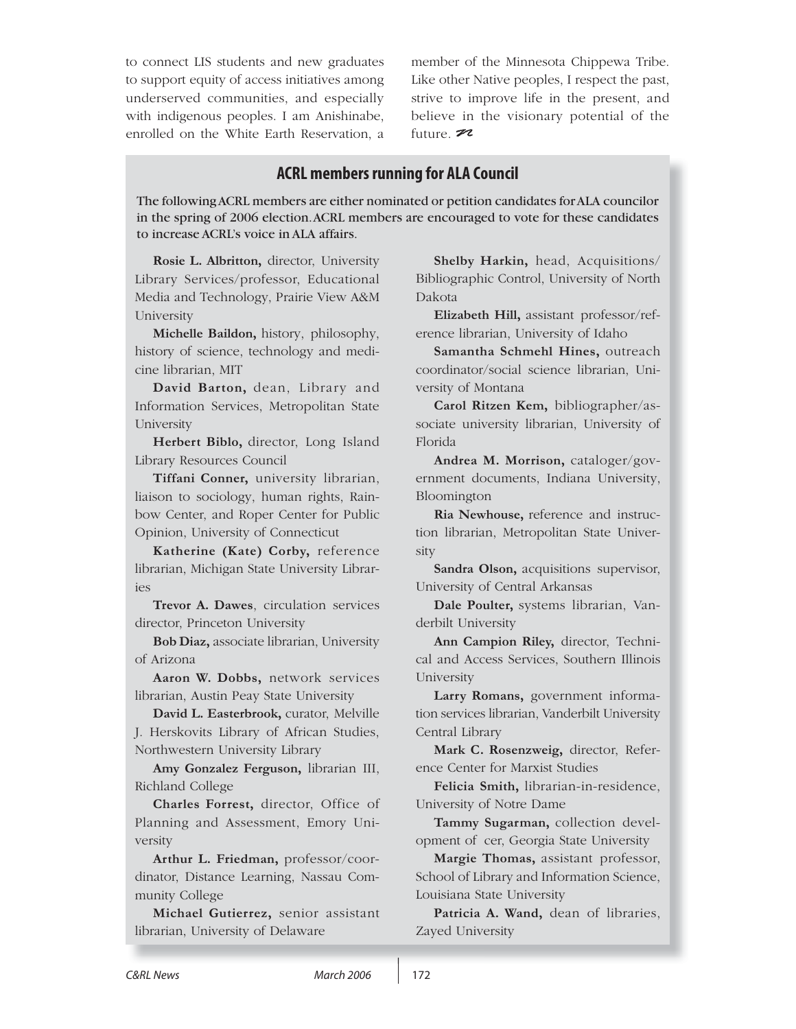to connect LIS students and new graduates to support equity of access initiatives among underserved communities, and especially with indigenous peoples. I am Anishinabe, enrolled on the White Earth Reservation, a member of the Minnesota Chippewa Tribe. Like other Native peoples, I respect the past, strive to improve life in the present, and believe in the visionary potential of the future.

## ACRL members running for ALA Council

The following ACRL members are either nominated or petition candidates for ALA councilor in the spring of 2006 election. ACRL members are encouraged to vote for these candidates to increase ACRL's voice in ALA affairs.

**Rosie L. Albritton,** director, University Library Services/professor, Educational Media and Technology, Prairie View A&M University

**Michelle Baildon,** history, philosophy, history of science, technology and medicine librarian, MIT

**David Barton,** dean, Library and Information Services, Metropolitan State University

**Herbert Biblo,** director, Long Island Library Resources Council

**Tiffani Conner,** university librarian, liaison to sociology, human rights, Rainbow Center, and Roper Center for Public Opinion, University of Connecticut

**Katherine (Kate) Corby,** reference librarian, Michigan State University Libraries

**Trevor A. Dawes**, circulation services director, Princeton University

**Bob Diaz,** associate librarian, University of Arizona

**Aaron W. Dobbs,** network services librarian, Austin Peay State University

**David L. Easterbrook,** curator, Melville J. Herskovits Library of African Studies, Northwestern University Library

**Amy Gonzalez Ferguson,** librarian III, Richland College

**Charles Forrest,** director, Office of Planning and Assessment, Emory University

**Arthur L. Friedman,** professor/coordinator, Distance Learning, Nassau Community College

**Michael Gutierrez,** senior assistant librarian, University of Delaware

**Shelby Harkin,** head, Acquisitions/Bibliographic Control, University of North Dakota

**Elizabeth Hill,** assistant professor/reference librarian, University of Idaho

**Samantha Schmehl Hines,** outreach coordinator/social science librarian, University of Montana

**Carol Ritzen Kem,** bibliographer/associate university librarian, University of Florida

**Andrea M. Morrison,** cataloger/government documents, Indiana University, Bloomington

**Ria Newhouse,** reference and instruction librarian, Metropolitan State University

**Sandra Olson,** acquisitions supervisor, University of Central Arkansas

**Dale Poulter,** systems librarian, Vanderbilt University

**Ann Campion Riley,** director, Technical and Access Services, Southern Illinois University

**Larry Romans,** government information services librarian, Vanderbilt University Central Library

**Mark C. Rosenzweig,** director, Reference Center for Marxist Studies

**Felicia Smith,** librarian-in-residence, University of Notre Dame

**Tammy Sugarman,** collection development of cer, Georgia State University

**Margie Thomas,** assistant professor, School of Library and Information Science, Louisiana State University

**Patricia A. Wand,** dean of libraries, Zayed University